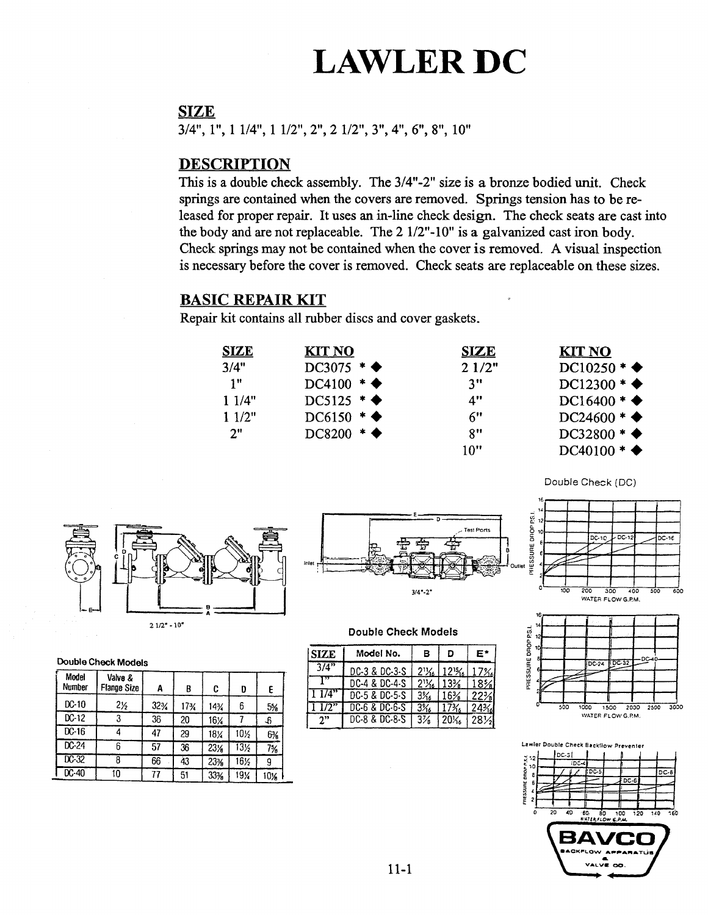# LAWLER DC

## SIZE

3/4", 1", 1 1/4", 1 1/2", 2", 2 1/2", 3", 4", 6", 8", 10"

## DESCRIPTION

This is a double check assembly. The 3/4"-2" size is a bronze bodied unit. Check springs are contained when the covers are removed. Springs tension has to be released for proper repair. It uses an in-line check design. The check seats are cast into the body and are not replaceable. The 2 1/2"-10" is a galvanized cast iron body. Check springs may not be contained when the cover is removed. A visual inspection is necessary before the cover is removed. Check seats are replaceable on these sizes.

## BASIC REPAIR KIT

Repair kit contains all rubber discs and cover gaskets.

| SIZE | KIT NO | SIZE | KIT NO |
|---|---|---|---|
| 3/4" | DC3075 * ◆ | 2 1/2" | DC10250 * ◆ |
| 1" | DC4100 * ◆ | 3" | DC12300 * ◆ |
| 1 1/4" | DC5125 * ◆ | 4" | DC16400 * ◆ |
| 1 1/2" | DC6150 * ◆ | 6" | DC24600 * ◆ |
| 2" | DC8200 * ◆ | 8" | DC32800 * ◆ |
| | | 10" | DC40100 * ◆ |

2 1/2" - 10"

**Double Check Models**

| Model Number | Valve & Flange Size | A | B | C | D | E |
|---|---|---|---|---|---|---|
| DC-10 | 2½ | 32¾ | 17¾ | 14¼ | 6 | 5⅝ |
| DC-12 | 3 | 36 | 20 | 16¼ | 7 | 6 |
| DC-16 | 4 | 47 | 29 | 18¼ | 10½ | 6⅞ |
| DC-24 | 6 | 57 | 36 | 23⅛ | 13½ | 7⅝ |
| DC-32 | 8 | 66 | 43 | 23⅜ | 16½ | 9 |
| DC-40 | 10 | 77 | 51 | 33⅝ | 19¼ | 10⅛ |

3/4"-2"

**Double Check Models**

| SIZE | Model No. | B | D | E* |
|---|---|---|---|---|
| 3/4" | DC-3 & DC-3-S | 2¹¹⁄₁₆ | 12¹⁵⁄₁₆ | 17¾₁₆ |
| 1" | DC-4 & DC-4-S | 2¹¹⁄₁₆ | 13¾ | 18⅝ |
| 1 1/4" | DC-5 & DC-5-S | 3⁵⁄₁₆ | 16⅜ | 22⅜ |
| 1 1/2" | DC-6 & DC-6-S | 3⁵⁄₁₆ | 17⅝₁₆ | 24¾₁₆ |
| 2" | DC-8 & DC-8-S | 3⅞ | 20¹⁄₁₆ | 28½ |

Double Check (DC)

Lawler Double Check Backflow Preventer

BAVCO BACKFLOW APPARATUS & VALVE CO.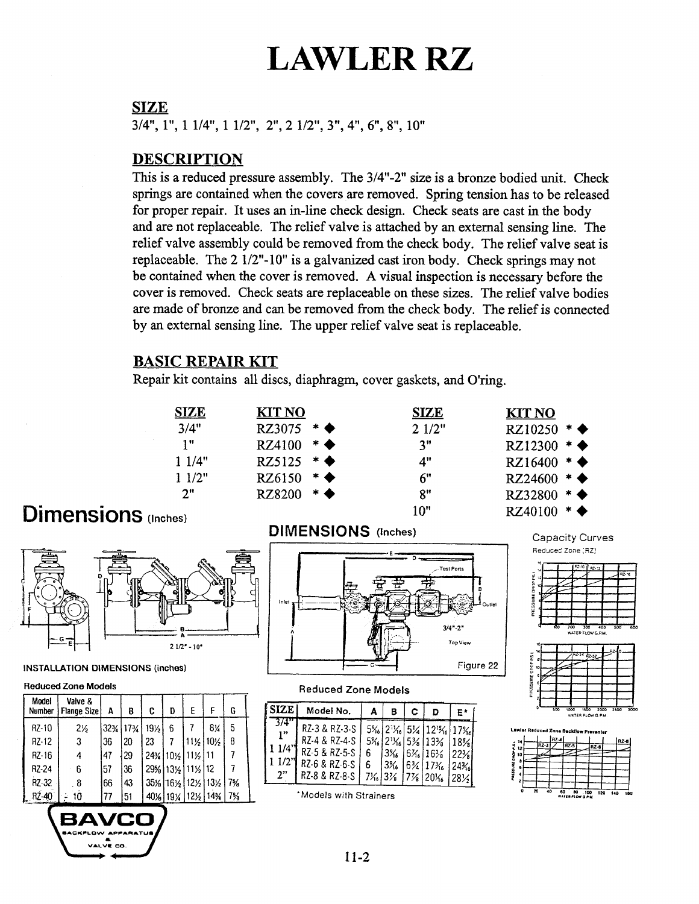# LAWLER RZ

## SIZE

3/4", 1", 1 1/4", 1 1/2", 2", 2 1/2", 3", 4", 6", 8", 10"

## DESCRIPTION

This is a reduced pressure assembly. The 3/4"-2" size is a bronze bodied unit. Check springs are contained when the covers are removed. Spring tension has to be released for proper repair. It uses an in-line check design. Check seats are cast in the body and are not replaceable. The relief valve is attached by an external sensing line. The relief valve assembly could be removed from the check body. The relief valve seat is replaceable. The 2 1/2"-10" is a galvanized cast iron body. Check springs may not be contained when the cover is removed. A visual inspection is necessary before the cover is removed. Check seats are replaceable on these sizes. The relief valve bodies are made of bronze and can be removed from the check body. The relief is connected by an external sensing line. The upper relief valve seat is replaceable.

## BASIC REPAIR KIT

Repair kit contains all discs, diaphragm, cover gaskets, and O'ring.

| SIZE | KIT NO | SIZE | KIT NO |
|---|---|---|---|
| 3/4" | RZ3075 * ◆ | 2 1/2" | RZ10250 * ◆ |
| 1" | RZ4100 * ◆ | 3" | RZ12300 * ◆ |
| 1 1/4" | RZ5125 * ◆ | 4" | RZ16400 * ◆ |
| 1 1/2" | RZ6150 * ◆ | 6" | RZ24600 * ◆ |
| 2" | RZ8200 * ◆ | 8" | RZ32800 * ◆ |
| | | 10" | RZ40100 * ◆ |

## Dimensions (Inches)

2 1/2" - 10"

INSTALLATION DIMENSIONS (inches)

Reduced Zone Models

| Model Number | Valve & Flange Size | A | B | C | D | E | F | G |
|---|---|---|---|---|---|---|---|---|
| RZ-10 | 2½ | 32¾ | 17¾ | 19½ | 6 | 7 | 8¼ | 5 |
| RZ-12 | 3 | 36 | 20 | 23 | 7 | 11½ | 10½ | 8 |
| RZ-16 | 4 | 47 | 29 | 24¾ | 10½ | 11½ | 11 | 7 |
| RZ-24 | 6 | 57 | 36 | 29⅝ | 13½ | 11½ | 12 | 7 |
| RZ-32 | 8 | 66 | 43 | 35⅛ | 16½ | 12½ | 13½ | 7⅝ |
| RZ-40 | 10 | 77 | 51 | 40⅛ | 19¼ | 12½ | 14¾ | 7⅝ |

## DIMENSIONS (Inches)

Test Ports

Inlet

Outlet

3/4"-2"

Top View

Figure 22

Reduced Zone Models

| SIZE | Model No. | A | B | C | D | E* |
|---|---|---|---|---|---|---|
| 3/4" | RZ-3 & RZ-3-S | 5⅝ | 2¹¹⁄₁₆ | 5¼ | 12¹⁵⁄₁₆ | 17⁹⁄₁₆ |
| 1" | RZ-4 & RZ-4-S | 5⅝ | 2¹¹⁄₁₆ | 5⅜ | 13⅜ | 18⅝ |
| 1 1/4" | RZ-5 & RZ-5-S | 6 | 3⁵⁄₁₆ | 6⅞ | 16⅜ | 22⅜ |
| 1 1/2" | RZ-6 & RZ-6-S | 6 | 3⁵⁄₁₆ | 6¾ | 17⁵⁄₁₆ | 24⁵⁄₁₆ |
| 2" | RZ-8 & RZ-8-S | 7⅛ | 3⅞ | 7⅞ | 20⁵⁄₁₆ | 28½ |

*Models with Strainers

Capacity Curves

Reduced Zone (RZ)

PRESSURE DROP P.S.I.

WATER FLOW G.P.M.

Lawler Reduced Zone Backflow Preventer

RZ-3 RZ-4 RZ-5 RZ-6 RZ-8

0 20 40 60 80 100 120 140 160

WATER FLOW G.P.M.

BAVCO
BACKFLOW APPARATUS & VALVE CO.